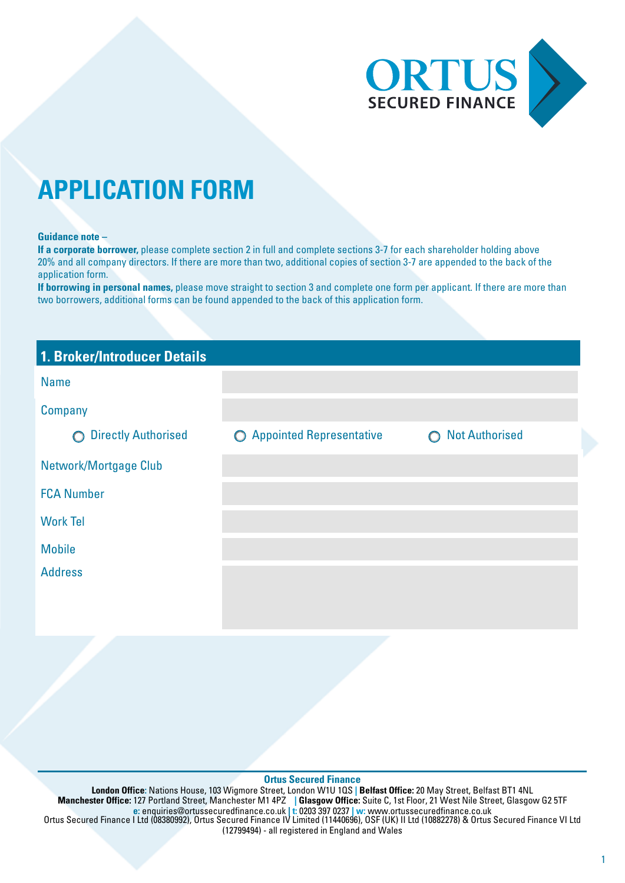ORTUS SECURED FINANCE

# APPLICATION FORM

**Guidance note –**

**If a corporate borrower,** please complete section 2 in full and complete sections 3-7 for each shareholder holding above 20% and all company directors. If there are more than two, additional copies of section 3-7 are appended to the back of the application form.

**If borrowing in personal names,** please move straight to section 3 and complete one form per applicant. If there are more than two borrowers, additional forms can be found appended to the back of this application form.

## 1. Broker/Introducer Details

| | |
|---|---|
| Name | |
| Company | |

○ Directly Authorised ○ Appointed Representative ○ Not Authorised

| | |
|---|---|
| Network/Mortgage Club | |
| FCA Number | |
| Work Tel | |
| Mobile | |
| Address | |

**Ortus Secured Finance**

**London Office**: Nations House, 103 Wigmore Street, London W1U 1QS | **Belfast Office:** 20 May Street, Belfast BT1 4NL
**Manchester Office:** 127 Portland Street, Manchester M1 4PZ | **Glasgow Office:** Suite C, 1st Floor, 21 West Nile Street, Glasgow G2 5TF
**e:** enquiries@ortussecuredfinance.co.uk | **t:** 0203 397 0237 | **w:** www.ortussecuredfinance.co.uk
Ortus Secured Finance I Ltd (08380992), Ortus Secured Finance IV Limited (11440696), OSF (UK) II Ltd (10882278) & Ortus Secured Finance VI Ltd (12799494) - all registered in England and Wales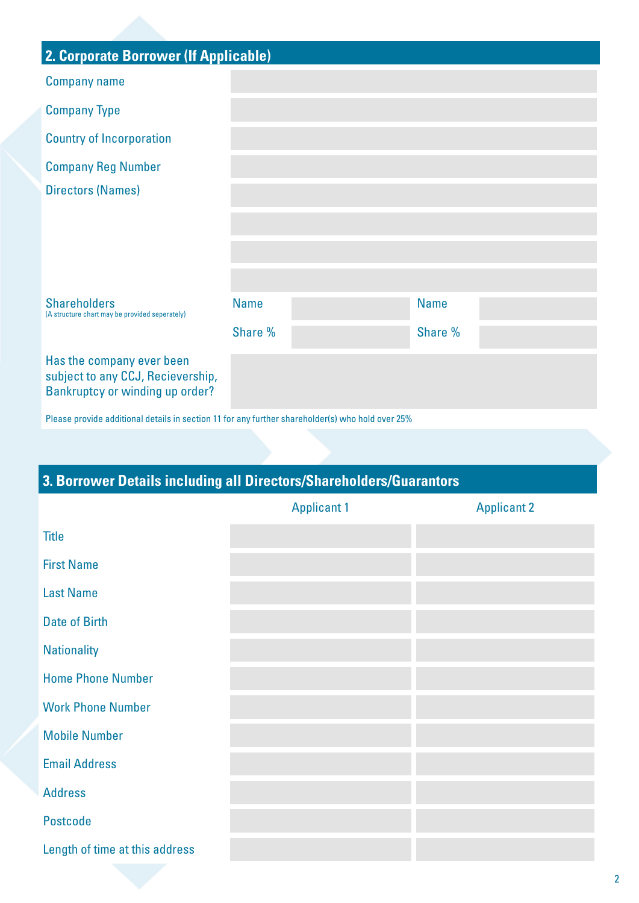## 2. Corporate Borrower (If Applicable)

| | | | |
|---|---|---|---|
| Company name | | | |
| Company Type | | | |
| Country of Incorporation | | | |
| Company Reg Number | | | |
| Directors (Names) | | | |
| | | | |
| | | | |
| | | | |
| Shareholders<br>(A structure chart may be provided seperately) | Name | | Name |
| | Share % | | Share % |
| Has the company ever been subject to any CCJ, Recieversship, Bankruptcy or winding up order? | | | |

Please provide additional details in section 11 for any further shareholder(s) who hold over 25%

## 3. Borrower Details including all Directors/Shareholders/Guarantors

| | Applicant 1 | Applicant 2 |
|---|---|---|
| Title | | |
| First Name | | |
| Last Name | | |
| Date of Birth | | |
| Nationality | | |
| Home Phone Number | | |
| Work Phone Number | | |
| Mobile Number | | |
| Email Address | | |
| Address | | |
| Postcode | | |
| Length of time at this address | | |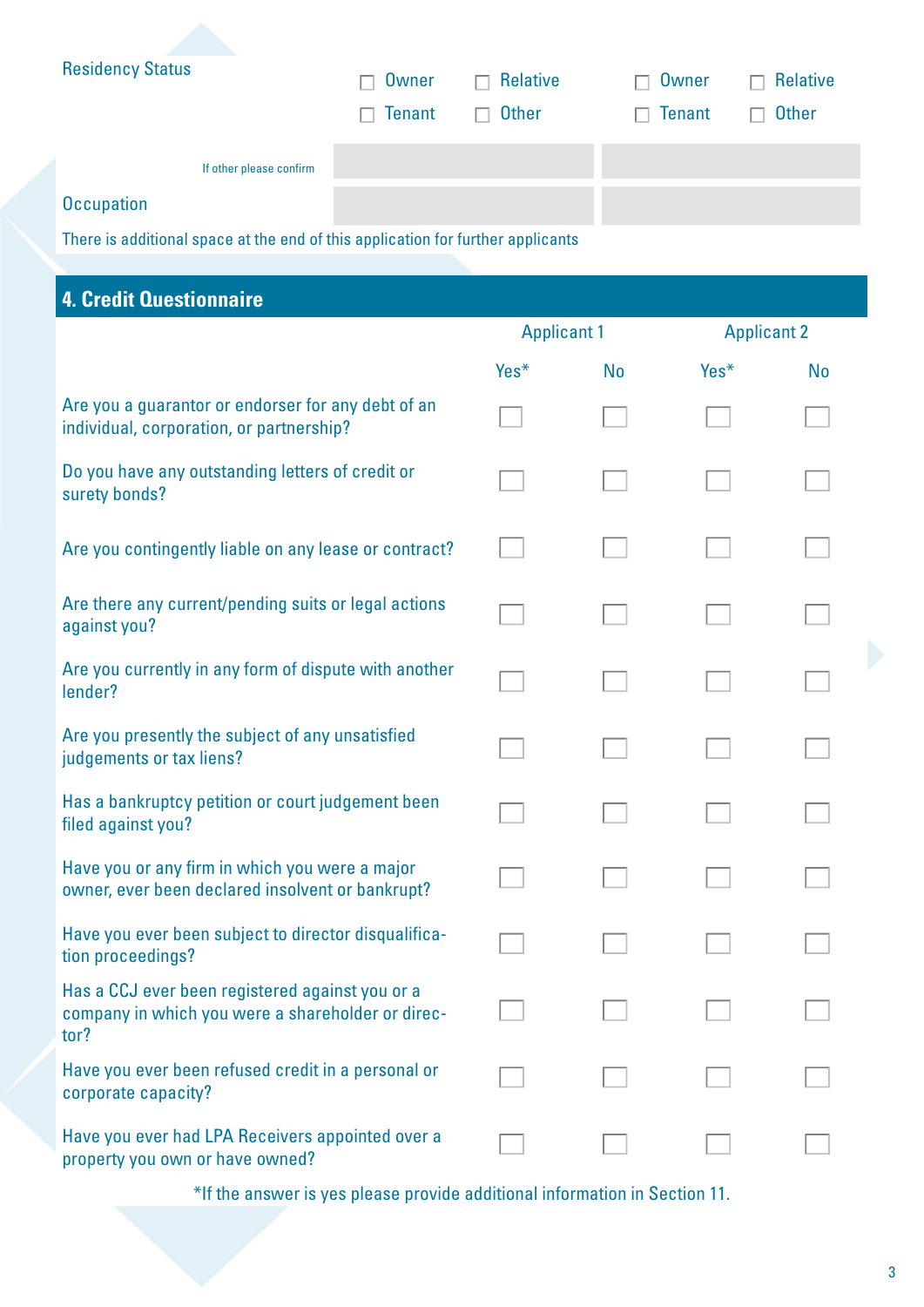| Residency Status | ☐ Owner ☐ Relative ☐ Tenant ☐ Other | ☐ Owner ☐ Relative ☐ Tenant ☐ Other |
|---|---|---|
| If other please confirm | | |
| Occupation | | |

There is additional space at the end of this application for further applicants

## 4. Credit Questionnaire

| | Applicant 1 | | Applicant 2 | |
|---|---|---|---|---|
| | Yes* | No | Yes* | No |
| Are you a guarantor or endorser for any debt of an individual, corporation, or partnership? | ☐ | ☐ | ☐ | ☐ |
| Do you have any outstanding letters of credit or surety bonds? | ☐ | ☐ | ☐ | ☐ |
| Are you contingently liable on any lease or contract? | ☐ | ☐ | ☐ | ☐ |
| Are there any current/pending suits or legal actions against you? | ☐ | ☐ | ☐ | ☐ |
| Are you currently in any form of dispute with another lender? | ☐ | ☐ | ☐ | ☐ |
| Are you presently the subject of any unsatisfied judgements or tax liens? | ☐ | ☐ | ☐ | ☐ |
| Has a bankruptcy petition or court judgement been filed against you? | ☐ | ☐ | ☐ | ☐ |
| Have you or any firm in which you were a major owner, ever been declared insolvent or bankrupt? | ☐ | ☐ | ☐ | ☐ |
| Have you ever been subject to director disqualification proceedings? | ☐ | ☐ | ☐ | ☐ |
| Has a CCJ ever been registered against you or a company in which you were a shareholder or director? | ☐ | ☐ | ☐ | ☐ |
| Have you ever been refused credit in a personal or corporate capacity? | ☐ | ☐ | ☐ | ☐ |
| Have you ever had LPA Receivers appointed over a property you own or have owned? | ☐ | ☐ | ☐ | ☐ |

*If the answer is yes please provide additional information in Section 11.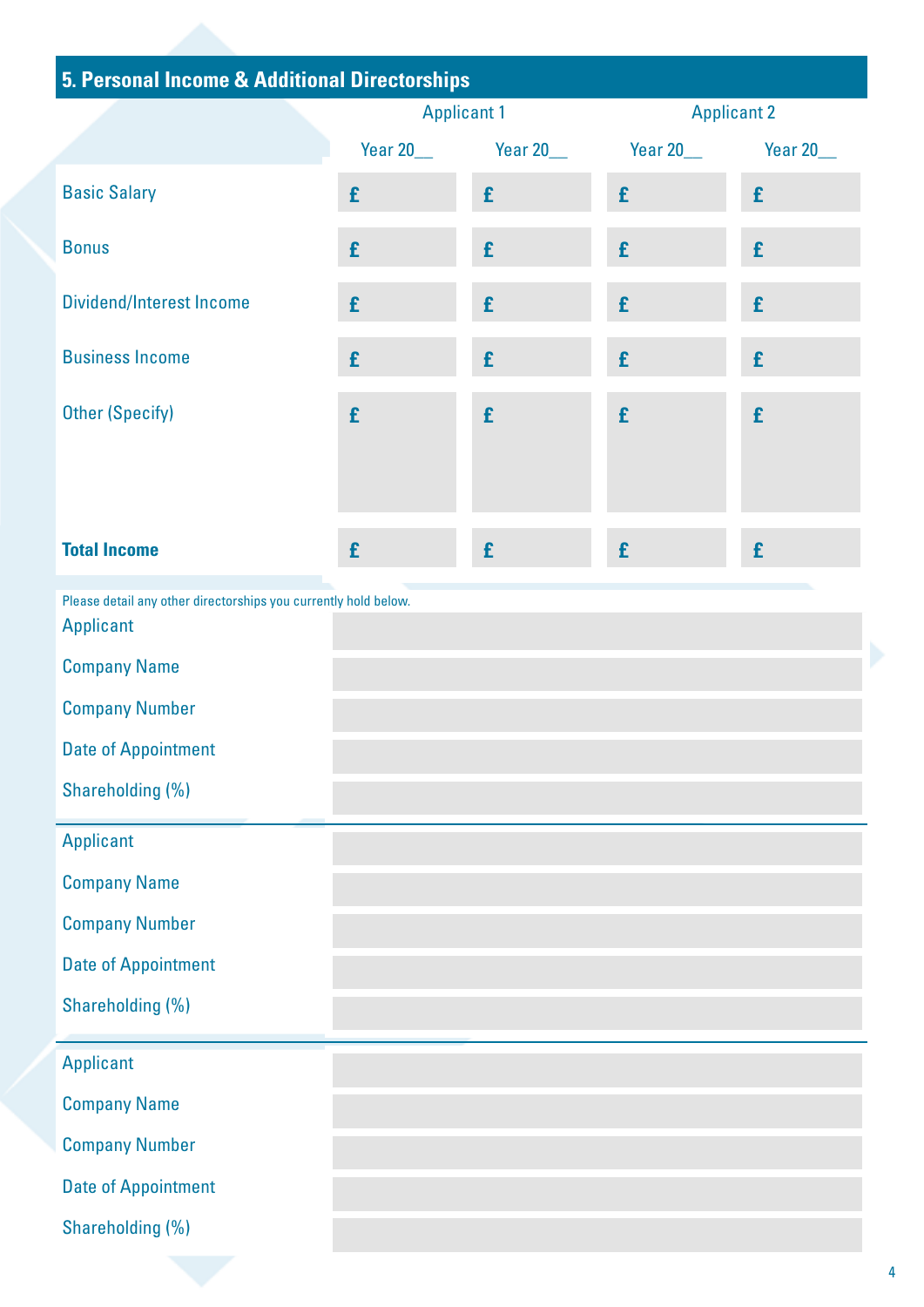## 5. Personal Income & Additional Directorships

| | Applicant 1 | | Applicant 2 | |
|---|---|---|---|---|
| | Year 20__ | Year 20__ | Year 20__ | Year 20__ |
| Basic Salary | £ | £ | £ | £ |
| Bonus | £ | £ | £ | £ |
| Dividend/Interest Income | £ | £ | £ | £ |
| Business Income | £ | £ | £ | £ |
| Other (Specify) | £ | £ | £ | £ |
| **Total Income** | £ | £ | £ | £ |

Please detail any other directorships you currently hold below.

| | |
|---|---|
| Applicant | |
| Company Name | |
| Company Number | |
| Date of Appointment | |
| Shareholding (%) | |

| | |
|---|---|
| Applicant | |
| Company Name | |
| Company Number | |
| Date of Appointment | |
| Shareholding (%) | |

| | |
|---|---|
| Applicant | |
| Company Name | |
| Company Number | |
| Date of Appointment | |
| Shareholding (%) | |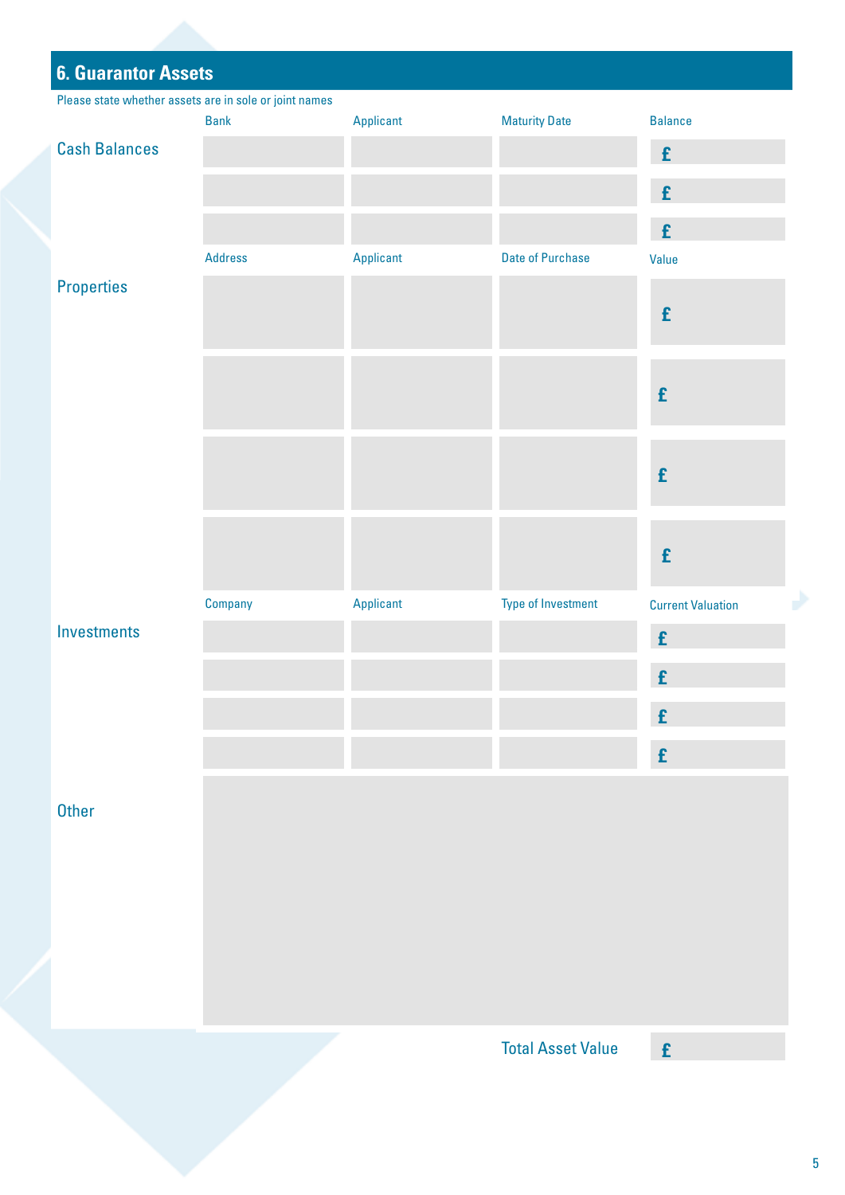## 6. Guarantor Assets

Please state whether assets are in sole or joint names

| Cash Balances | Bank | Applicant | Maturity Date | Balance |
|---|---|---|---|---|
| | | | | £ |
| | | | | £ |
| | | | | £ |

| Properties | Address | Applicant | Date of Purchase | Value |
|---|---|---|---|---|
| | | | | £ |
| | | | | £ |
| | | | | £ |
| | | | | £ |

| Investments | Company | Applicant | Type of Investment | Current Valuation |
|---|---|---|---|---|
| | | | | £ |
| | | | | £ |
| | | | | £ |
| | | | | £ |

Other

Total Asset Value £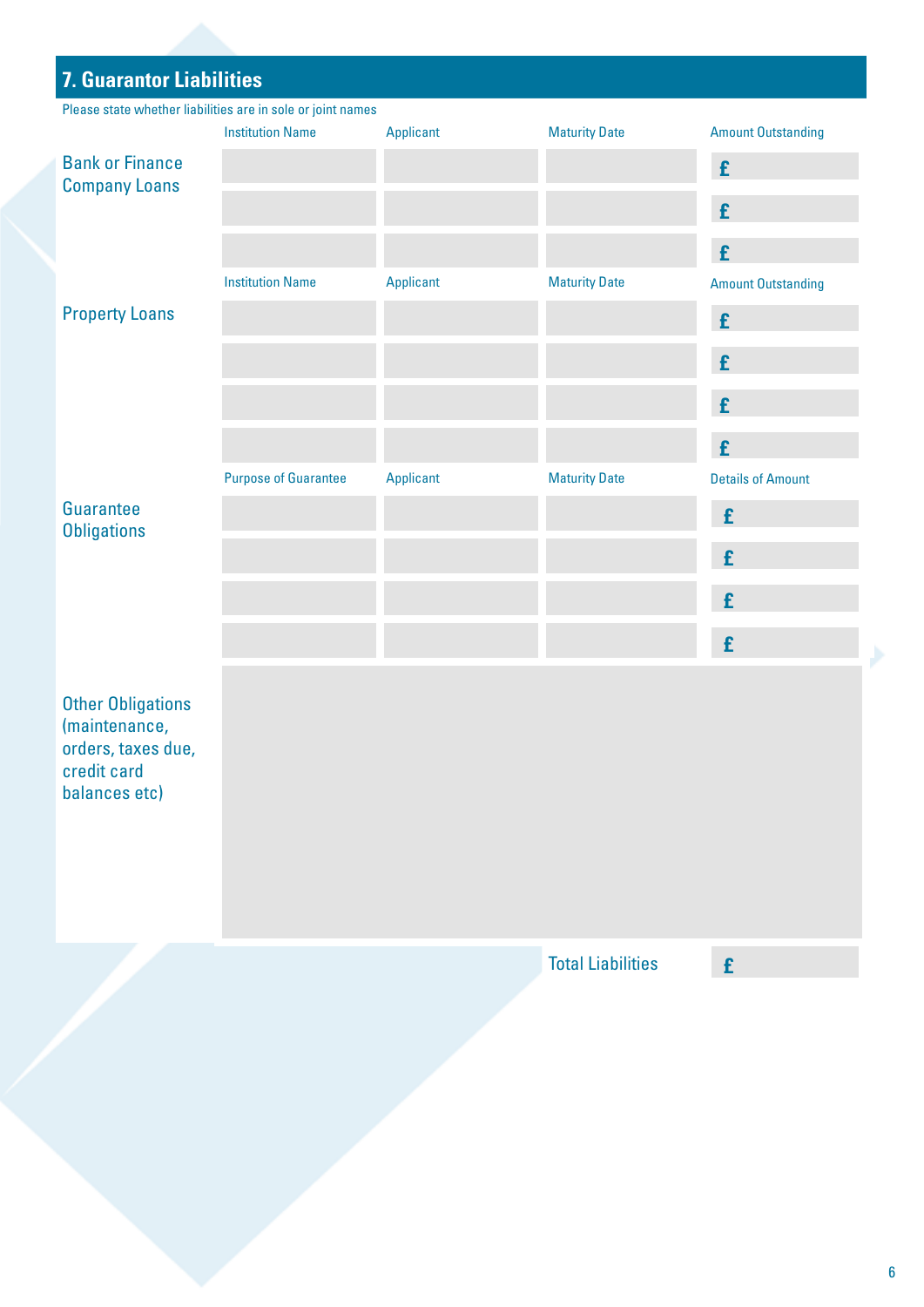## 7. Guarantor Liabilities

Please state whether liabilities are in sole or joint names

| | Institution Name | Applicant | Maturity Date | Amount Outstanding |
|---|---|---|---|---|
| Bank or Finance Company Loans | | | | £ |
| | | | | £ |
| | | | | £ |
| | **Institution Name** | **Applicant** | **Maturity Date** | **Amount Outstanding** |
| Property Loans | | | | £ |
| | | | | £ |
| | | | | £ |
| | | | | £ |
| | **Purpose of Guarantee** | **Applicant** | **Maturity Date** | **Details of Amount** |
| Guarantee Obligations | | | | £ |
| | | | | £ |
| | | | | £ |
| | | | | £ |
| Other Obligations (maintenance, orders, taxes due, credit card balances etc) | | | | |
| | | | Total Liabilities | £ |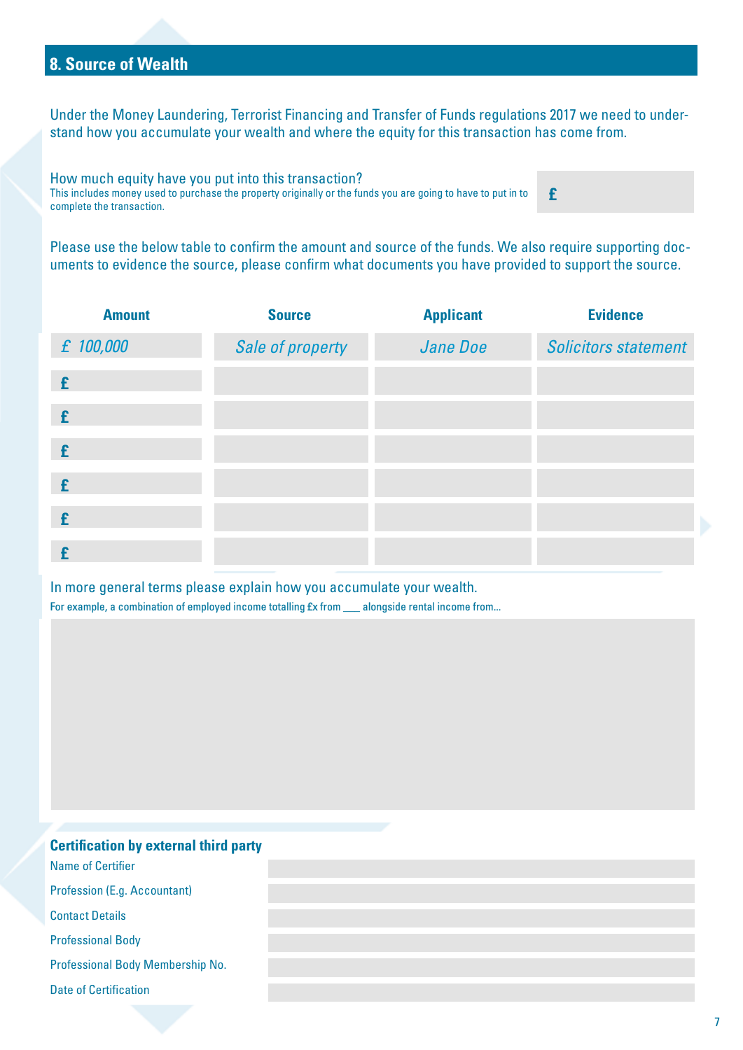## 8. Source of Wealth

Under the Money Laundering, Terrorist Financing and Transfer of Funds regulations 2017 we need to understand how you accumulate your wealth and where the equity for this transaction has come from.

How much equity have you put into this transaction?
This includes money used to purchase the property originally or the funds you are going to have to put in to complete the transaction.

£

Please use the below table to confirm the amount and source of the funds. We also require supporting documents to evidence the source, please confirm what documents you have provided to support the source.

| Amount | Source | Applicant | Evidence |
|---|---|---|---|
| *£ 100,000* | *Sale of property* | *Jane Doe* | *Solicitors statement* |
| £ | | | |
| £ | | | |
| £ | | | |
| £ | | | |
| £ | | | |
| £ | | | |

In more general terms please explain how you accumulate your wealth.
For example, a combination of employed income totalling £x from ___ alongside rental income from...

### Certification by external third party

| | |
|---|---|
| Name of Certifier | |
| Profession (E.g. Accountant) | |
| Contact Details | |
| Professional Body | |
| Professional Body Membership No. | |
| Date of Certification | |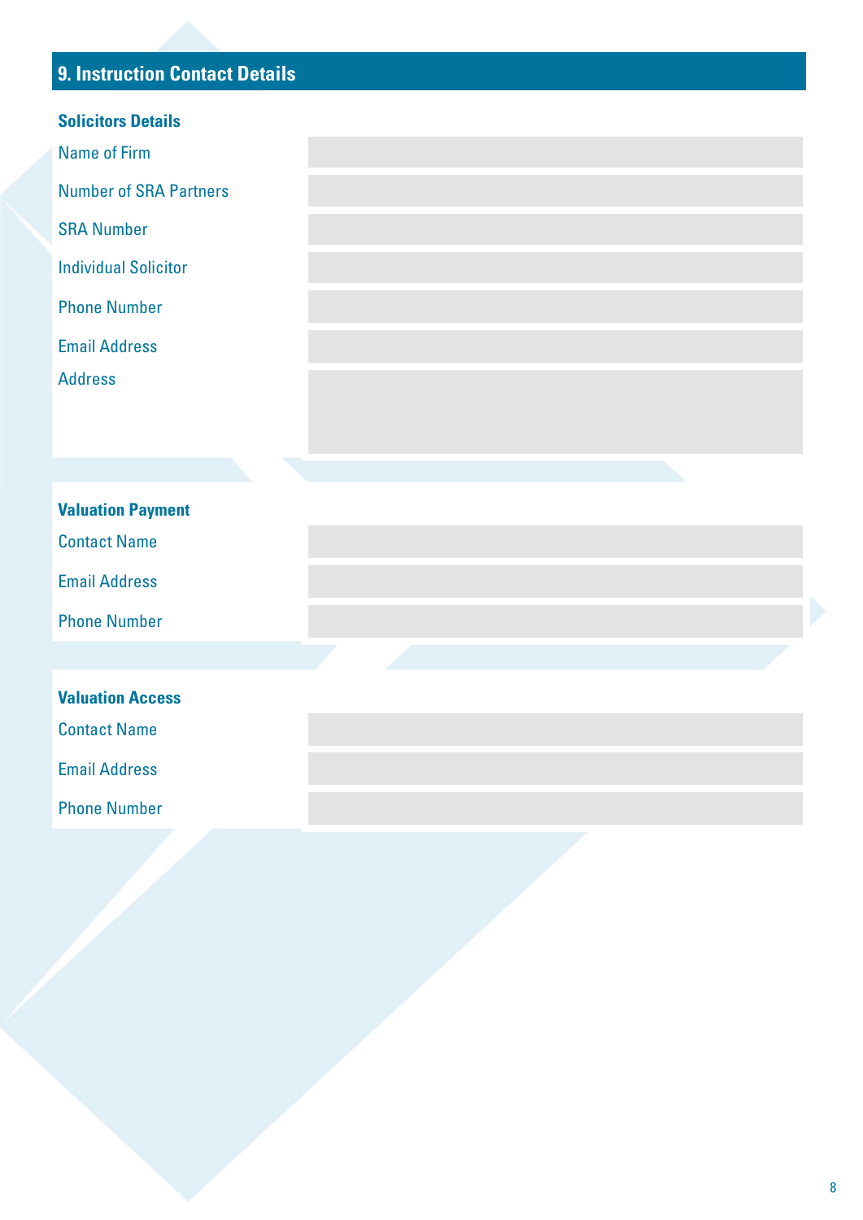## 9. Instruction Contact Details

### Solicitors Details

| | |
|---|---|
| Name of Firm | |
| Number of SRA Partners | |
| SRA Number | |
| Individual Solicitor | |
| Phone Number | |
| Email Address | |
| Address | |

### Valuation Payment

| | |
|---|---|
| Contact Name | |
| Email Address | |
| Phone Number | |

### Valuation Access

| | |
|---|---|
| Contact Name | |
| Email Address | |
| Phone Number | |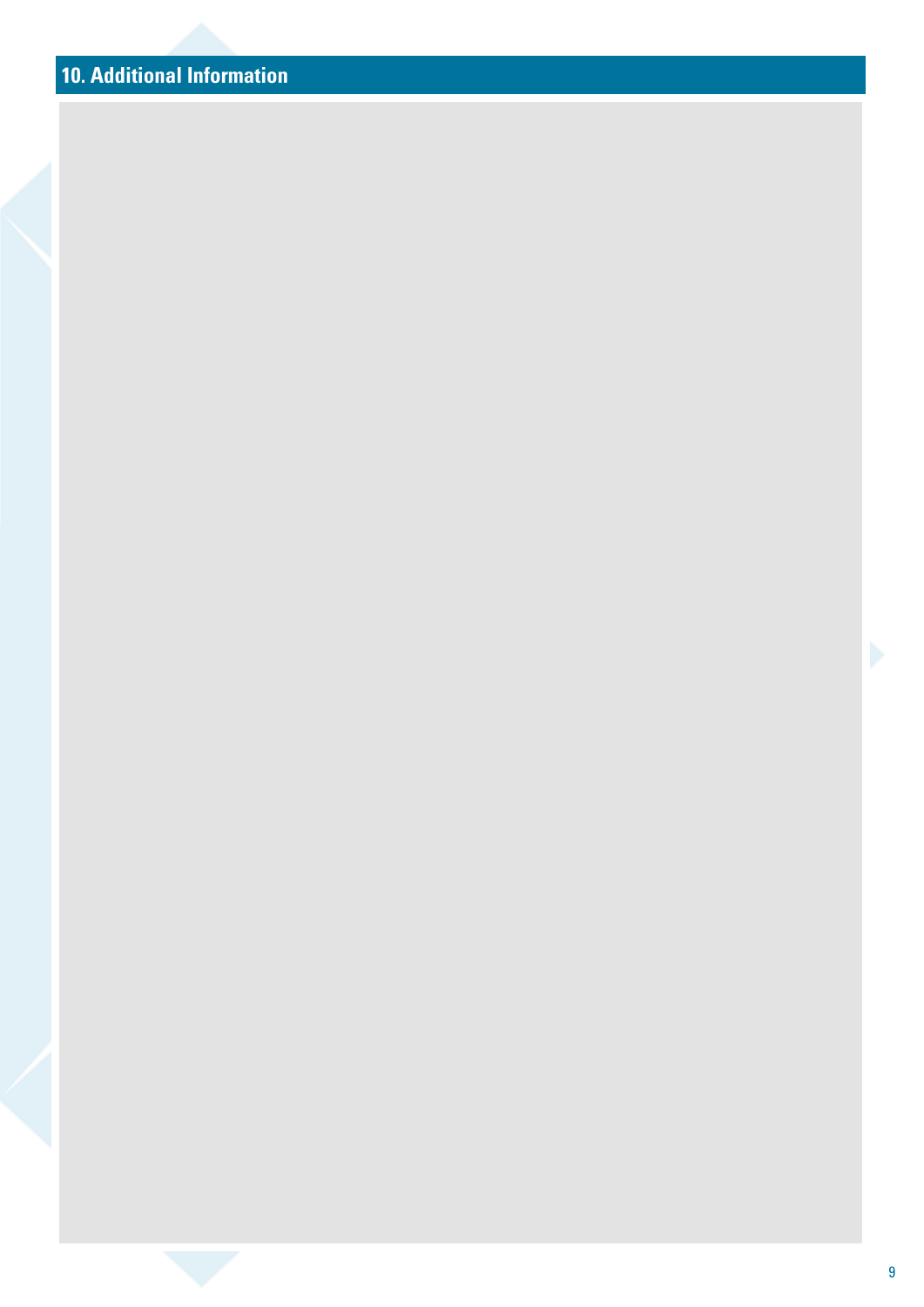## 10. Additional Information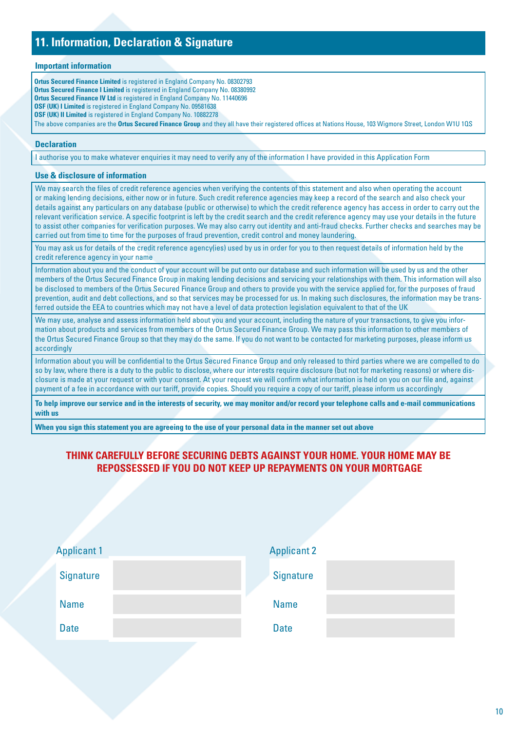# 11. Information, Declaration & Signature

### Important information

**Ortus Secured Finance Limited** is registered in England Company No. 08302793
**Ortus Secured Finance I Limited** is registered in England Company No. 08380992
**Ortus Secured Finance IV Ltd** is registered in England Company No. 11440696
**OSF (UK) I Limited** is registered in England Company No. 09581638
**OSF (UK) II Limited** is registered in England Company No. 10882278
The above companies are the **Ortus Secured Finance Group** and they all have their registered offices at Nations House, 103 Wigmore Street, London W1U 1QS

### Declaration

I authorise you to make whatever enquiries it may need to verify any of the information I have provided in this Application Form

### Use & disclosure of information

We may search the files of credit reference agencies when verifying the contents of this statement and also when operating the account or making lending decisions, either now or in future. Such credit reference agencies may keep a record of the search and also check your details against any particulars on any database (public or otherwise) to which the credit reference agency has access in order to carry out the relevant verification service. A specific footprint is left by the credit search and the credit reference agency may use your details in the future to assist other companies for verification purposes. We may also carry out identity and anti-fraud checks. Further checks and searches may be carried out from time to time for the purposes of fraud prevention, credit control and money laundering.

You may ask us for details of the credit reference agency(ies) used by us in order for you to then request details of information held by the credit reference agency in your name

Information about you and the conduct of your account will be put onto our database and such information will be used by us and the other members of the Ortus Secured Finance Group in making lending decisions and servicing your relationships with them. This information will also be disclosed to members of the Ortus Secured Finance Group and others to provide you with the service applied for, for the purposes of fraud prevention, audit and debt collections, and so that services may be processed for us. In making such disclosures, the information may be transferred outside the EEA to countries which may not have a level of data protection legislation equivalent to that of the UK

We may use, analyse and assess information held about you and your account, including the nature of your transactions, to give you information about products and services from members of the Ortus Secured Finance Group. We may pass this information to other members of the Ortus Secured Finance Group so that they may do the same. If you do not want to be contacted for marketing purposes, please inform us accordingly

Information about you will be confidential to the Ortus Secured Finance Group and only released to third parties where we are compelled to do so by law, where there is a duty to the public to disclose, where our interests require disclosure (but not for marketing reasons) or where disclosure is made at your request or with your consent. At your request we will confirm what information is held on you on our file and, against payment of a fee in accordance with our tariff, provide copies. Should you require a copy of our tariff, please inform us accordingly

**To help improve our service and in the interests of security, we may monitor and/or record your telephone calls and e-mail communications with us**

**When you sign this statement you are agreeing to the use of your personal data in the manner set out above**

**THINK CAREFULLY BEFORE SECURING DEBTS AGAINST YOUR HOME. YOUR HOME MAY BE REPOSSESSED IF YOU DO NOT KEEP UP REPAYMENTS ON YOUR MORTGAGE**

| Applicant 1 | | Applicant 2 | |
|---|---|---|---|
| Signature | | Signature | |
| Name | | Name | |
| Date | | Date | |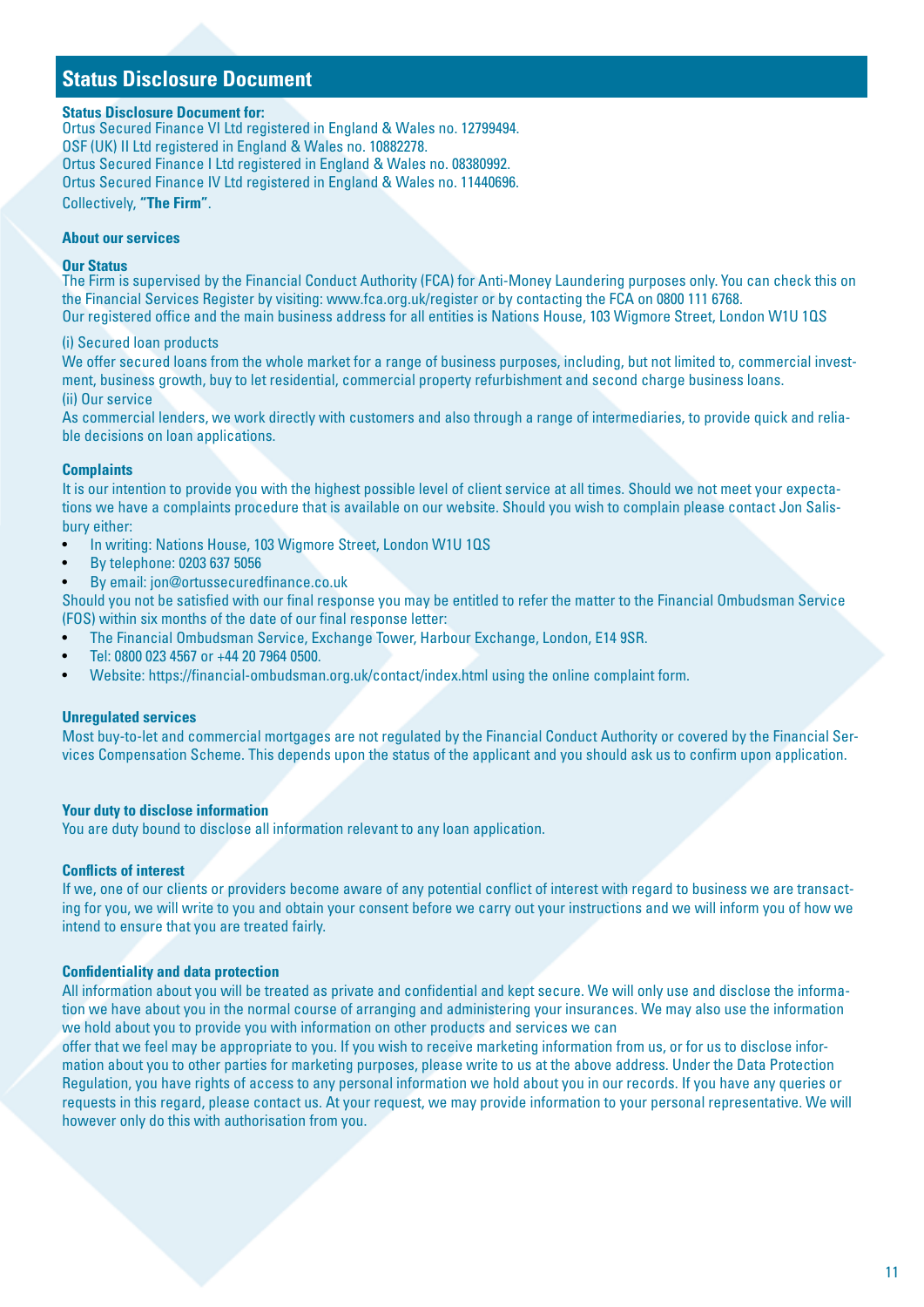# Status Disclosure Document

**Status Disclosure Document for:**
Ortus Secured Finance VI Ltd registered in England & Wales no. 12799494.
OSF (UK) II Ltd registered in England & Wales no. 10882278.
Ortus Secured Finance I Ltd registered in England & Wales no. 08380992.
Ortus Secured Finance IV Ltd registered in England & Wales no. 11440696.
Collectively, **"The Firm"**.

## About our services

### Our Status

The Firm is supervised by the Financial Conduct Authority (FCA) for Anti-Money Laundering purposes only. You can check this on the Financial Services Register by visiting: www.fca.org.uk/register or by contacting the FCA on 0800 111 6768.
Our registered office and the main business address for all entities is Nations House, 103 Wigmore Street, London W1U 1QS

(i) Secured loan products
We offer secured loans from the whole market for a range of business purposes, including, but not limited to, commercial investment, business growth, buy to let residential, commercial property refurbishment and second charge business loans.
(ii) Our service
As commercial lenders, we work directly with customers and also through a range of intermediaries, to provide quick and reliable decisions on loan applications.

### Complaints

It is our intention to provide you with the highest possible level of client service at all times. Should we not meet your expectations we have a complaints procedure that is available on our website. Should you wish to complain please contact Jon Salisbury either:

- In writing: Nations House, 103 Wigmore Street, London W1U 1QS
- By telephone: 0203 637 5056
- By email: jon@ortussecuredfinance.co.uk

Should you not be satisfied with our final response you may be entitled to refer the matter to the Financial Ombudsman Service (FOS) within six months of the date of our final response letter:

- The Financial Ombudsman Service, Exchange Tower, Harbour Exchange, London, E14 9SR.
- Tel: 0800 023 4567 or +44 20 7964 0500.
- Website: https://financial-ombudsman.org.uk/contact/index.html using the online complaint form.

### Unregulated services

Most buy-to-let and commercial mortgages are not regulated by the Financial Conduct Authority or covered by the Financial Services Compensation Scheme. This depends upon the status of the applicant and you should ask us to confirm upon application.

### Your duty to disclose information

You are duty bound to disclose all information relevant to any loan application.

### Conflicts of interest

If we, one of our clients or providers become aware of any potential conflict of interest with regard to business we are transacting for you, we will write to you and obtain your consent before we carry out your instructions and we will inform you of how we intend to ensure that you are treated fairly.

### Confidentiality and data protection

All information about you will be treated as private and confidential and kept secure. We will only use and disclose the information we have about you in the normal course of arranging and administering your insurances. We may also use the information we hold about you to provide you with information on other products and services we can offer that we feel may be appropriate to you. If you wish to receive marketing information from us, or for us to disclose information about you to other parties for marketing purposes, please write to us at the above address. Under the Data Protection Regulation, you have rights of access to any personal information we hold about you in our records. If you have any queries or requests in this regard, please contact us. At your request, we may provide information to your personal representative. We will however only do this with authorisation from you.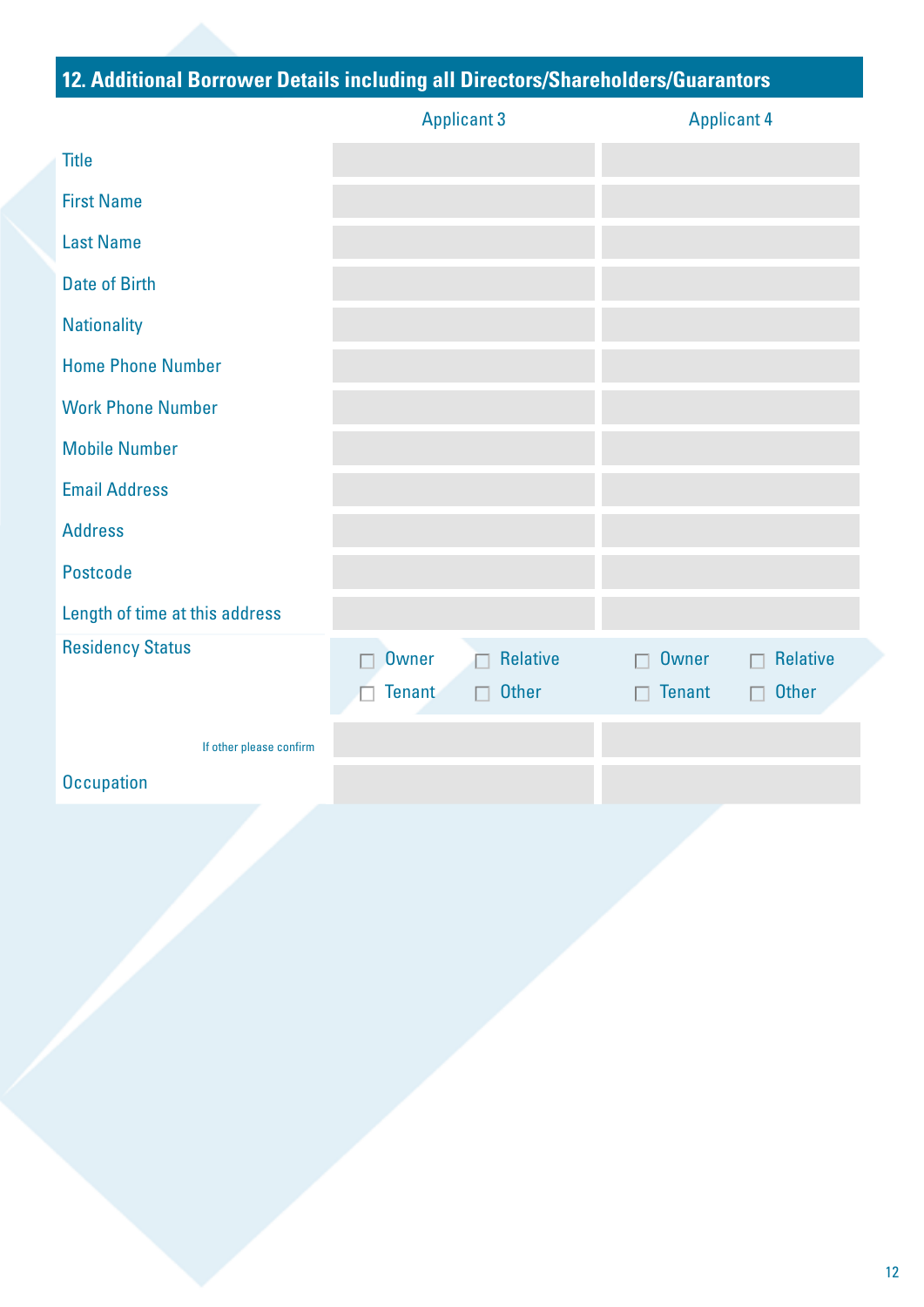## 12. Additional Borrower Details including all Directors/Shareholders/Guarantors

| | Applicant 3 | Applicant 4 |
|---|---|---|
| Title | | |
| First Name | | |
| Last Name | | |
| Date of Birth | | |
| Nationality | | |
| Home Phone Number | | |
| Work Phone Number | | |
| Mobile Number | | |
| Email Address | | |
| Address | | |
| Postcode | | |
| Length of time at this address | | |
| Residency Status | ☐ Owner ☐ Relative ☐ Tenant ☐ Other | ☐ Owner ☐ Relative ☐ Tenant ☐ Other |
| If other please confirm | | |
| Occupation | | |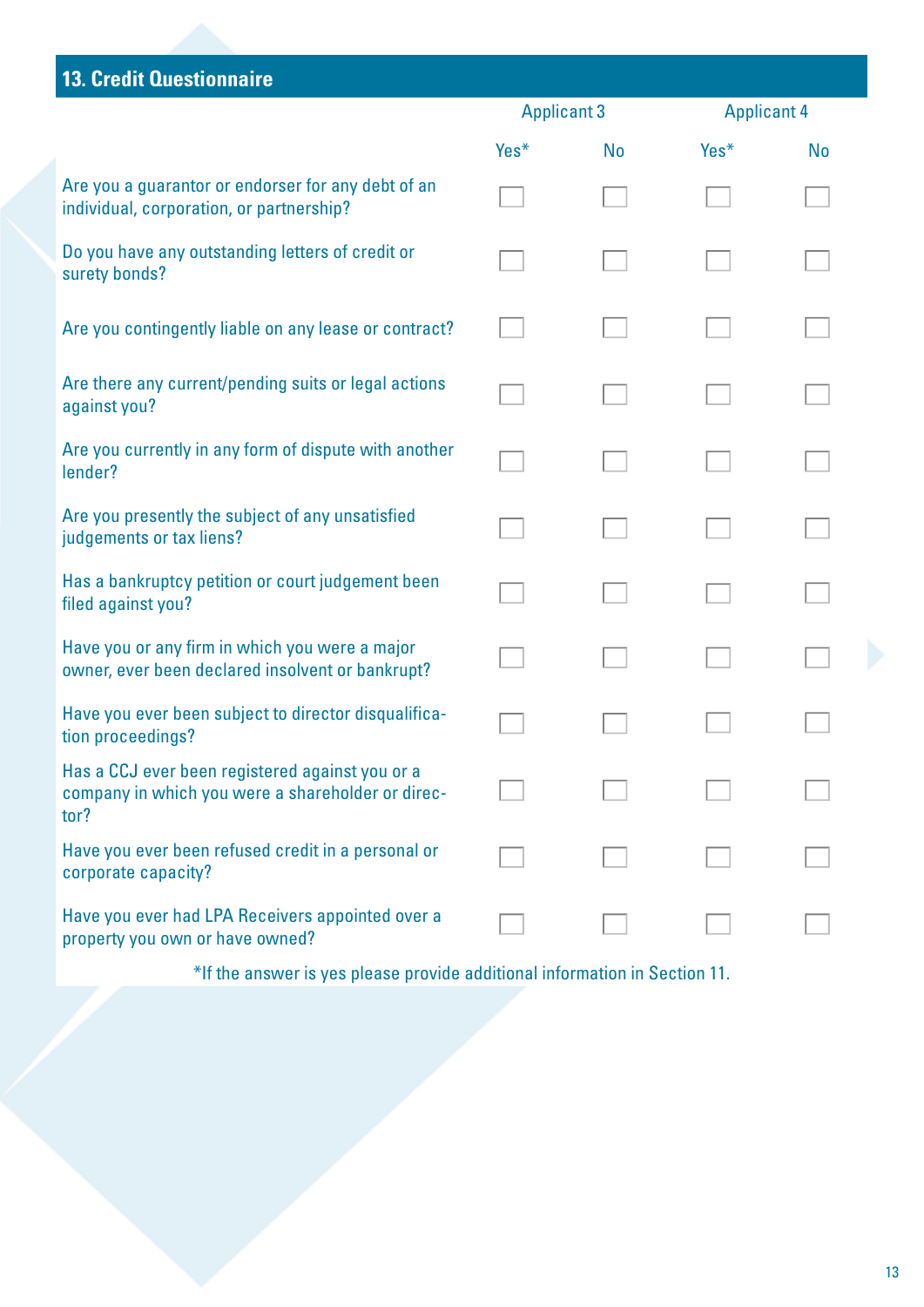## 13. Credit Questionnaire

| | Applicant 3 | | Applicant 4 | |
|---|---|---|---|---|
| | Yes* | No | Yes* | No |
| Are you a guarantor or endorser for any debt of an individual, corporation, or partnership? | ☐ | ☐ | ☐ | ☐ |
| Do you have any outstanding letters of credit or surety bonds? | ☐ | ☐ | ☐ | ☐ |
| Are you contingently liable on any lease or contract? | ☐ | ☐ | ☐ | ☐ |
| Are there any current/pending suits or legal actions against you? | ☐ | ☐ | ☐ | ☐ |
| Are you currently in any form of dispute with another lender? | ☐ | ☐ | ☐ | ☐ |
| Are you presently the subject of any unsatisfied judgements or tax liens? | ☐ | ☐ | ☐ | ☐ |
| Has a bankruptcy petition or court judgement been filed against you? | ☐ | ☐ | ☐ | ☐ |
| Have you or any firm in which you were a major owner, ever been declared insolvent or bankrupt? | ☐ | ☐ | ☐ | ☐ |
| Have you ever been subject to director disqualification proceedings? | ☐ | ☐ | ☐ | ☐ |
| Has a CCJ ever been registered against you or a company in which you were a shareholder or director? | ☐ | ☐ | ☐ | ☐ |
| Have you ever been refused credit in a personal or corporate capacity? | ☐ | ☐ | ☐ | ☐ |
| Have you ever had LPA Receivers appointed over a property you own or have owned? | ☐ | ☐ | ☐ | ☐ |

*If the answer is yes please provide additional information in Section 11.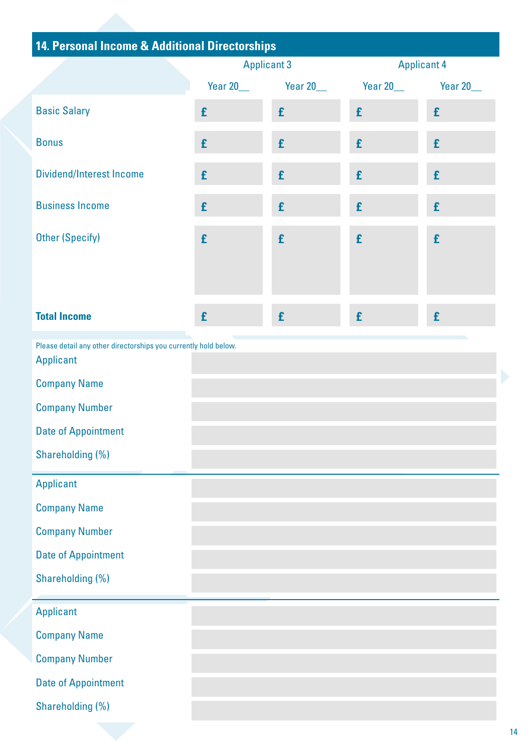## 14. Personal Income & Additional Directorships

| | Applicant 3 | | Applicant 4 | |
|---|---|---|---|---|
| | Year 20__ | Year 20__ | Year 20__ | Year 20__ |
| Basic Salary | £ | £ | £ | £ |
| Bonus | £ | £ | £ | £ |
| Dividend/Interest Income | £ | £ | £ | £ |
| Business Income | £ | £ | £ | £ |
| Other (Specify) | £ | £ | £ | £ |
| **Total Income** | £ | £ | £ | £ |

Please detail any other directorships you currently hold below.

| | |
|---|---|
| Applicant | |
| Company Name | |
| Company Number | |
| Date of Appointment | |
| Shareholding (%) | |

| | |
|---|---|
| Applicant | |
| Company Name | |
| Company Number | |
| Date of Appointment | |
| Shareholding (%) | |

| | |
|---|---|
| Applicant | |
| Company Name | |
| Company Number | |
| Date of Appointment | |
| Shareholding (%) | |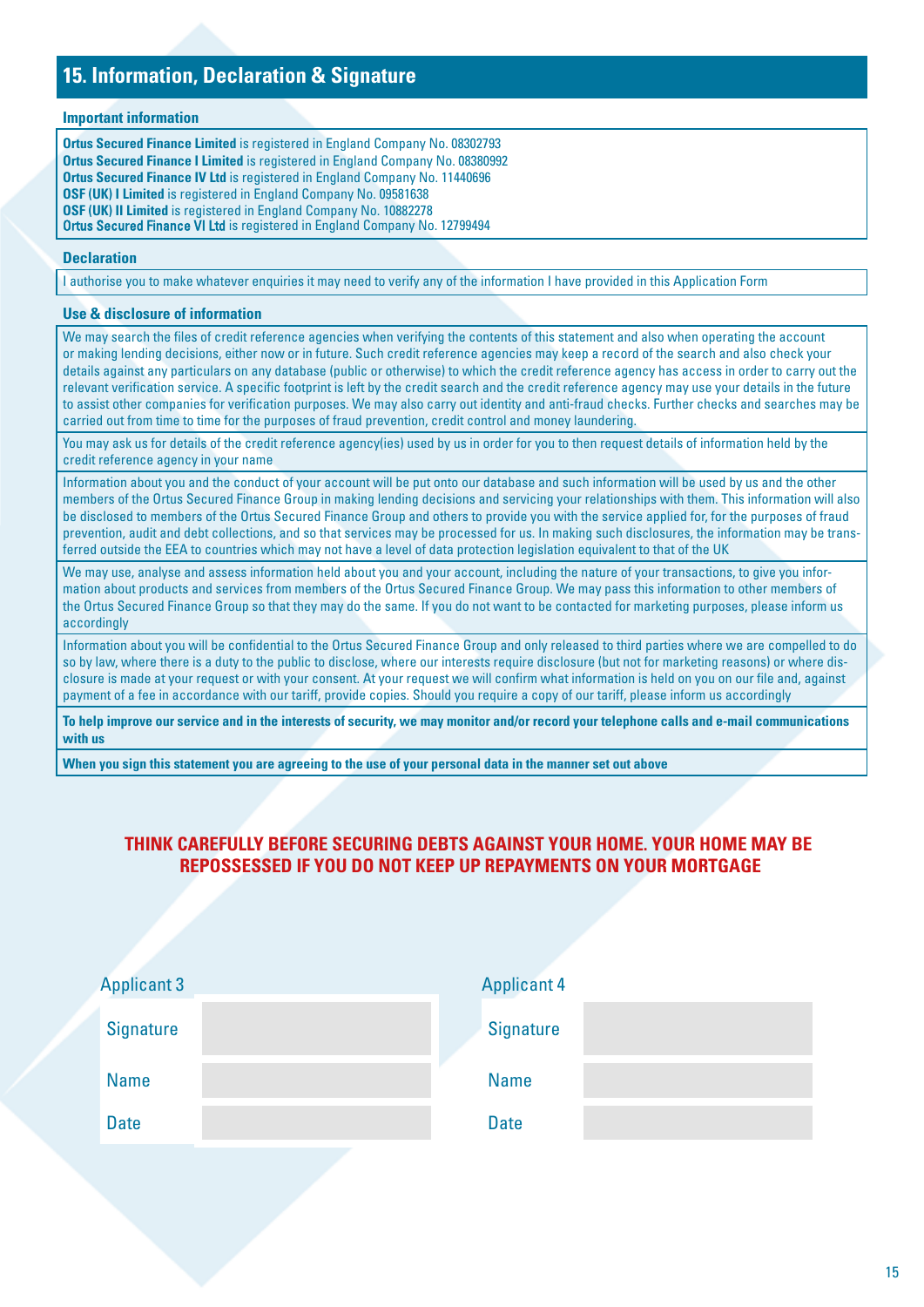## 15. Information, Declaration & Signature

### Important information

**Ortus Secured Finance Limited** is registered in England Company No. 08302793
**Ortus Secured Finance I Limited** is registered in England Company No. 08380992
**Ortus Secured Finance IV Ltd** is registered in England Company No. 11440696
**OSF (UK) I Limited** is registered in England Company No. 09581638
**OSF (UK) II Limited** is registered in England Company No. 10882278
**Ortus Secured Finance VI Ltd** is registered in England Company No. 12799494

### Declaration

I authorise you to make whatever enquiries it may need to verify any of the information I have provided in this Application Form

### Use & disclosure of information

We may search the files of credit reference agencies when verifying the contents of this statement and also when operating the account or making lending decisions, either now or in future. Such credit reference agencies may keep a record of the search and also check your details against any particulars on any database (public or otherwise) to which the credit reference agency has access in order to carry out the relevant verification service. A specific footprint is left by the credit search and the credit reference agency may use your details in the future to assist other companies for verification purposes. We may also carry out identity and anti-fraud checks. Further checks and searches may be carried out from time to time for the purposes of fraud prevention, credit control and money laundering.

You may ask us for details of the credit reference agency(ies) used by us in order for you to then request details of information held by the credit reference agency in your name

Information about you and the conduct of your account will be put onto our database and such information will be used by us and the other members of the Ortus Secured Finance Group in making lending decisions and servicing your relationships with them. This information will also be disclosed to members of the Ortus Secured Finance Group and others to provide you with the service applied for, for the purposes of fraud prevention, audit and debt collections, and so that services may be processed for us. In making such disclosures, the information may be transferred outside the EEA to countries which may not have a level of data protection legislation equivalent to that of the UK

We may use, analyse and assess information held about you and your account, including the nature of your transactions, to give you information about products and services from members of the Ortus Secured Finance Group. We may pass this information to other members of the Ortus Secured Finance Group so that they may do the same. If you do not want to be contacted for marketing purposes, please inform us accordingly

Information about you will be confidential to the Ortus Secured Finance Group and only released to third parties where we are compelled to do so by law, where there is a duty to the public to disclose, where our interests require disclosure (but not for marketing reasons) or where disclosure is made at your request or with your consent. At your request we will confirm what information is held on you on our file and, against payment of a fee in accordance with our tariff, provide copies. Should you require a copy of our tariff, please inform us accordingly

**To help improve our service and in the interests of security, we may monitor and/or record your telephone calls and e-mail communications with us**

**When you sign this statement you are agreeing to the use of your personal data in the manner set out above**

**THINK CAREFULLY BEFORE SECURING DEBTS AGAINST YOUR HOME. YOUR HOME MAY BE REPOSSESSED IF YOU DO NOT KEEP UP REPAYMENTS ON YOUR MORTGAGE**

| Applicant 3 | | Applicant 4 | |
|---|---|---|---|
| Signature | | Signature | |
| Name | | Name | |
| Date | | Date | |